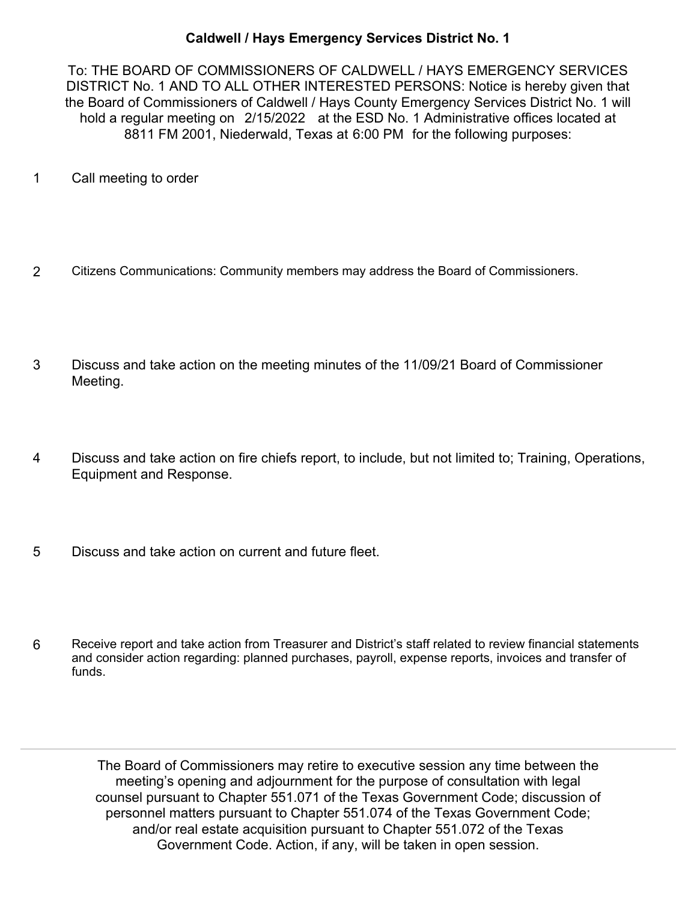**Caldwell / Hays Emergency Services District No. 1**

To: THE BOARD OF COMMISSIONERS OF CALDWELL / HAYS EMERGENCY SERVICES DISTRICT No. 1 AND TO ALL OTHER INTERESTED PERSONS: Notice is hereby given that the Board of Commissioners of Caldwell / Hays County Emergency Services District No. 1 will hold a regular meeting on 2/15/2022 at the ESD No. 1 Administrative offices located at 8811 FM 2001, Niederwald, Texas at 6:00 PM for the following purposes:

1. Call meeting to order

2. Citizens Communications: Community members may address the Board of Commissioners.

3. Discuss and take action on the meeting minutes of the 11/09/21 Board of Commissioner Meeting.

4. Discuss and take action on fire chiefs report, to include, but not limited to; Training, Operations, Equipment and Response.

5. Discuss and take action on current and future fleet.

6. Receive report and take action from Treasurer and District's staff related to review financial statements and consider action regarding: planned purchases, payroll, expense reports, invoices and transfer of funds.

---

The Board of Commissioners may retire to executive session any time between the meeting's opening and adjournment for the purpose of consultation with legal counsel pursuant to Chapter 551.071 of the Texas Government Code; discussion of personnel matters pursuant to Chapter 551.074 of the Texas Government Code; and/or real estate acquisition pursuant to Chapter 551.072 of the Texas Government Code. Action, if any, will be taken in open session.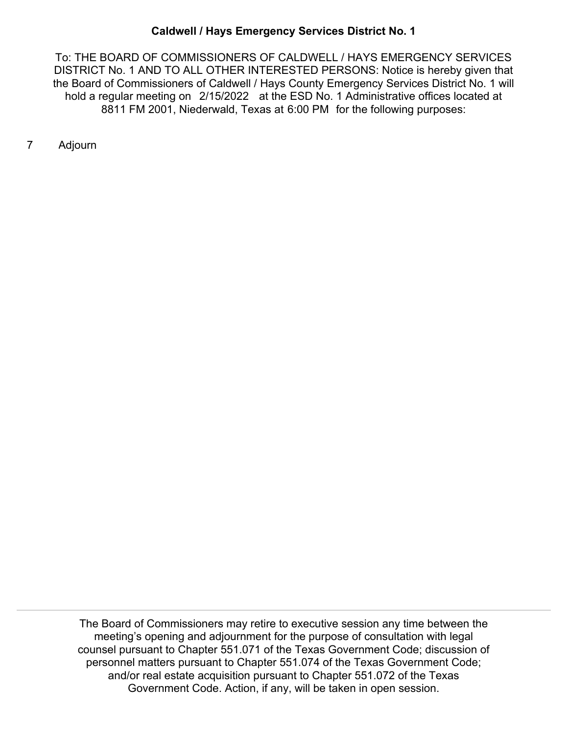**Caldwell / Hays Emergency Services District No. 1**

To: THE BOARD OF COMMISSIONERS OF CALDWELL / HAYS EMERGENCY SERVICES DISTRICT No. 1 AND TO ALL OTHER INTERESTED PERSONS: Notice is hereby given that the Board of Commissioners of Caldwell / Hays County Emergency Services District No. 1 will hold a regular meeting on 2/15/2022 at the ESD No. 1 Administrative offices located at 8811 FM 2001, Niederwald, Texas at 6:00 PM for the following purposes:

7 Adjourn

---

The Board of Commissioners may retire to executive session any time between the meeting's opening and adjournment for the purpose of consultation with legal counsel pursuant to Chapter 551.071 of the Texas Government Code; discussion of personnel matters pursuant to Chapter 551.074 of the Texas Government Code; and/or real estate acquisition pursuant to Chapter 551.072 of the Texas Government Code. Action, if any, will be taken in open session.